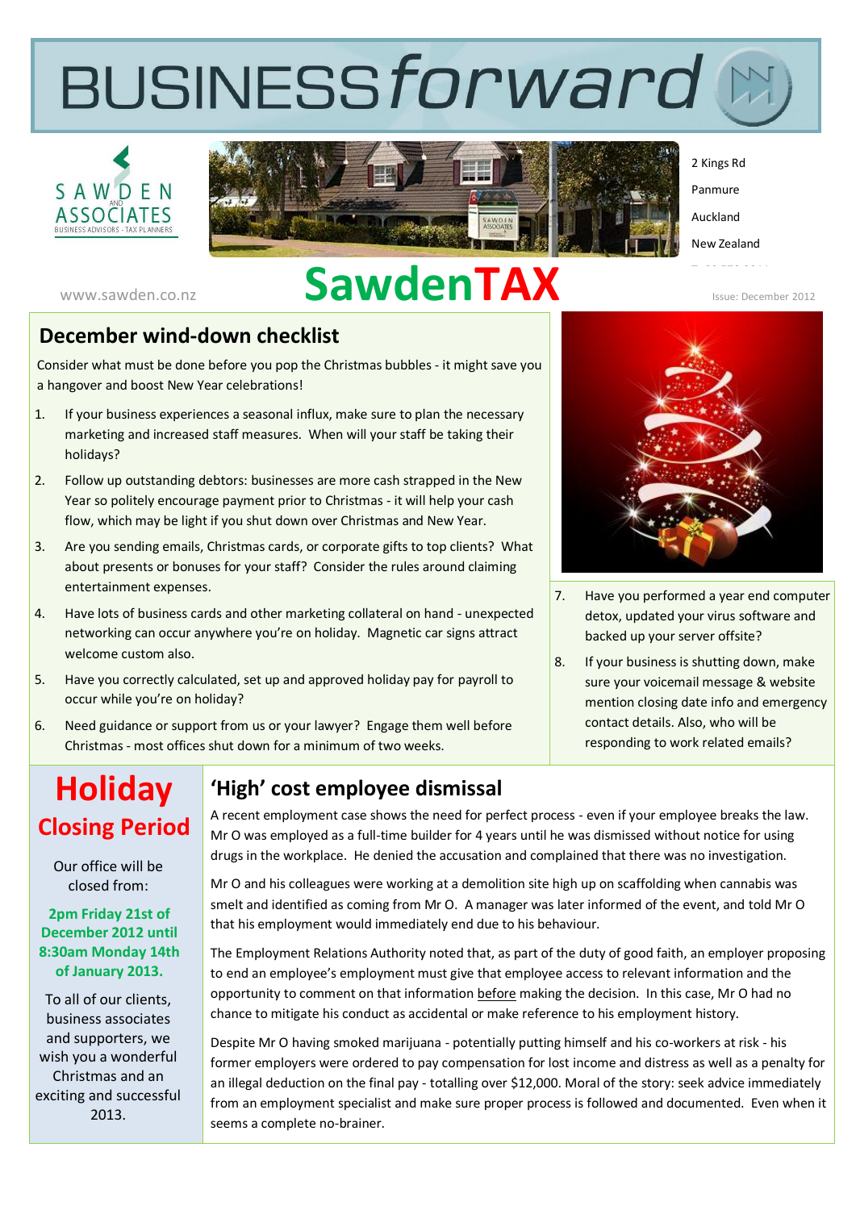# BUSINESS*forward*

SAWDEN AND ASSOCIATES
BUSINESS ADVISORS - TAX PLANNERS

2 Kings Rd
Panmure
Auckland
New Zealand

www.sawden.co.nz

# SawdenTAX

Issue: December 2012

## December wind-down checklist

Consider what must be done before you pop the Christmas bubbles - it might save you a hangover and boost New Year celebrations!

1. If your business experiences a seasonal influx, make sure to plan the necessary marketing and increased staff measures. When will your staff be taking their holidays?
2. Follow up outstanding debtors: businesses are more cash strapped in the New Year so politely encourage payment prior to Christmas - it will help your cash flow, which may be light if you shut down over Christmas and New Year.
3. Are you sending emails, Christmas cards, or corporate gifts to top clients? What about presents or bonuses for your staff? Consider the rules around claiming entertainment expenses.
4. Have lots of business cards and other marketing collateral on hand - unexpected networking can occur anywhere you're on holiday. Magnetic car signs attract welcome custom also.
5. Have you correctly calculated, set up and approved holiday pay for payroll to occur while you're on holiday?
6. Need guidance or support from us or your lawyer? Engage them well before Christmas - most offices shut down for a minimum of two weeks.
7. Have you performed a year end computer detox, updated your virus software and backed up your server offsite?
8. If your business is shutting down, make sure your voicemail message & website mention closing date info and emergency contact details. Also, who will be responding to work related emails?

## Holiday Closing Period

Our office will be closed from:

**2pm Friday 21st of December 2012 until 8:30am Monday 14th of January 2013.**

To all of our clients, business associates and supporters, we wish you a wonderful Christmas and an exciting and successful 2013.

## 'High' cost employee dismissal

A recent employment case shows the need for perfect process - even if your employee breaks the law. Mr O was employed as a full-time builder for 4 years until he was dismissed without notice for using drugs in the workplace. He denied the accusation and complained that there was no investigation.

Mr O and his colleagues were working at a demolition site high up on scaffolding when cannabis was smelt and identified as coming from Mr O. A manager was later informed of the event, and told Mr O that his employment would immediately end due to his behaviour.

The Employment Relations Authority noted that, as part of the duty of good faith, an employer proposing to end an employee's employment must give that employee access to relevant information and the opportunity to comment on that information before making the decision. In this case, Mr O had no chance to mitigate his conduct as accidental or make reference to his employment history.

Despite Mr O having smoked marijuana - potentially putting himself and his co-workers at risk - his former employers were ordered to pay compensation for lost income and distress as well as a penalty for an illegal deduction on the final pay - totalling over $12,000. Moral of the story: seek advice immediately from an employment specialist and make sure proper process is followed and documented. Even when it seems a complete no-brainer.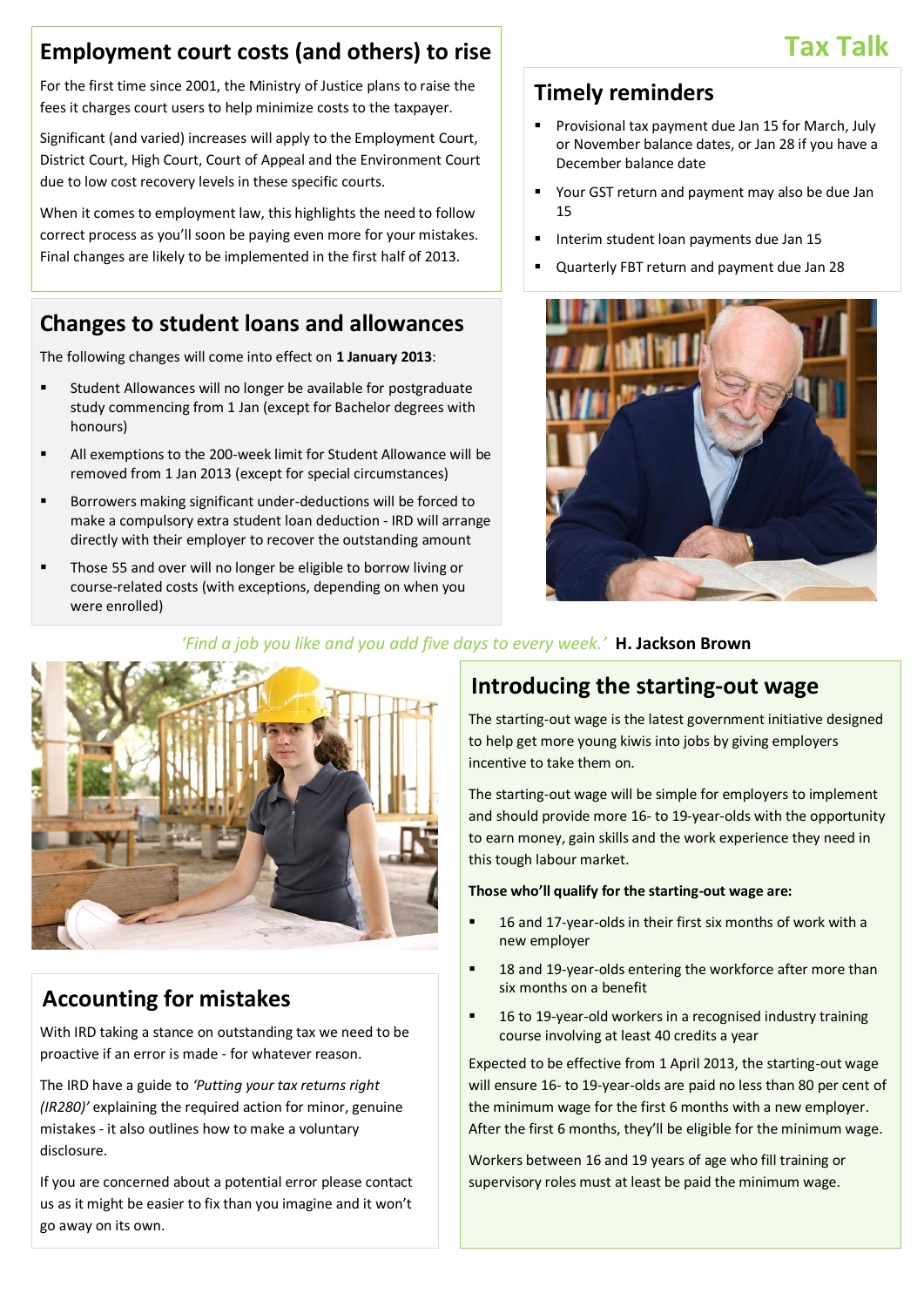## Employment court costs (and others) to rise

For the first time since 2001, the Ministry of Justice plans to raise the fees it charges court users to help minimize costs to the taxpayer.

Significant (and varied) increases will apply to the Employment Court, District Court, High Court, Court of Appeal and the Environment Court due to low cost recovery levels in these specific courts.

When it comes to employment law, this highlights the need to follow correct process as you'll soon be paying even more for your mistakes. Final changes are likely to be implemented in the first half of 2013.

## Changes to student loans and allowances

The following changes will come into effect on **1 January 2013**:

- Student Allowances will no longer be available for postgraduate study commencing from 1 Jan (except for Bachelor degrees with honours)
- All exemptions to the 200-week limit for Student Allowance will be removed from 1 Jan 2013 (except for special circumstances)
- Borrowers making significant under-deductions will be forced to make a compulsory extra student loan deduction - IRD will arrange directly with their employer to recover the outstanding amount
- Those 55 and over will no longer be eligible to borrow living or course-related costs (with exceptions, depending on when you were enrolled)

## Timely reminders

- Provisional tax payment due Jan 15 for March, July or November balance dates, or Jan 28 if you have a December balance date
- Your GST return and payment may also be due Jan 15
- Interim student loan payments due Jan 15
- Quarterly FBT return and payment due Jan 28

*'Find a job you like and you add five days to every week.'* **H. Jackson Brown**

## Accounting for mistakes

With IRD taking a stance on outstanding tax we need to be proactive if an error is made - for whatever reason.

The IRD have a guide to *'Putting your tax returns right (IR280)'* explaining the required action for minor, genuine mistakes - it also outlines how to make a voluntary disclosure.

If you are concerned about a potential error please contact us as it might be easier to fix than you imagine and it won't go away on its own.

## Introducing the starting-out wage

The starting-out wage is the latest government initiative designed to help get more young kiwis into jobs by giving employers incentive to take them on.

The starting-out wage will be simple for employers to implement and should provide more 16- to 19-year-olds with the opportunity to earn money, gain skills and the work experience they need in this tough labour market.

**Those who'll qualify for the starting-out wage are:**

- 16 and 17-year-olds in their first six months of work with a new employer
- 18 and 19-year-olds entering the workforce after more than six months on a benefit
- 16 to 19-year-old workers in a recognised industry training course involving at least 40 credits a year

Expected to be effective from 1 April 2013, the starting-out wage will ensure 16- to 19-year-olds are paid no less than 80 per cent of the minimum wage for the first 6 months with a new employer. After the first 6 months, they'll be eligible for the minimum wage.

Workers between 16 and 19 years of age who fill training or supervisory roles must at least be paid the minimum wage.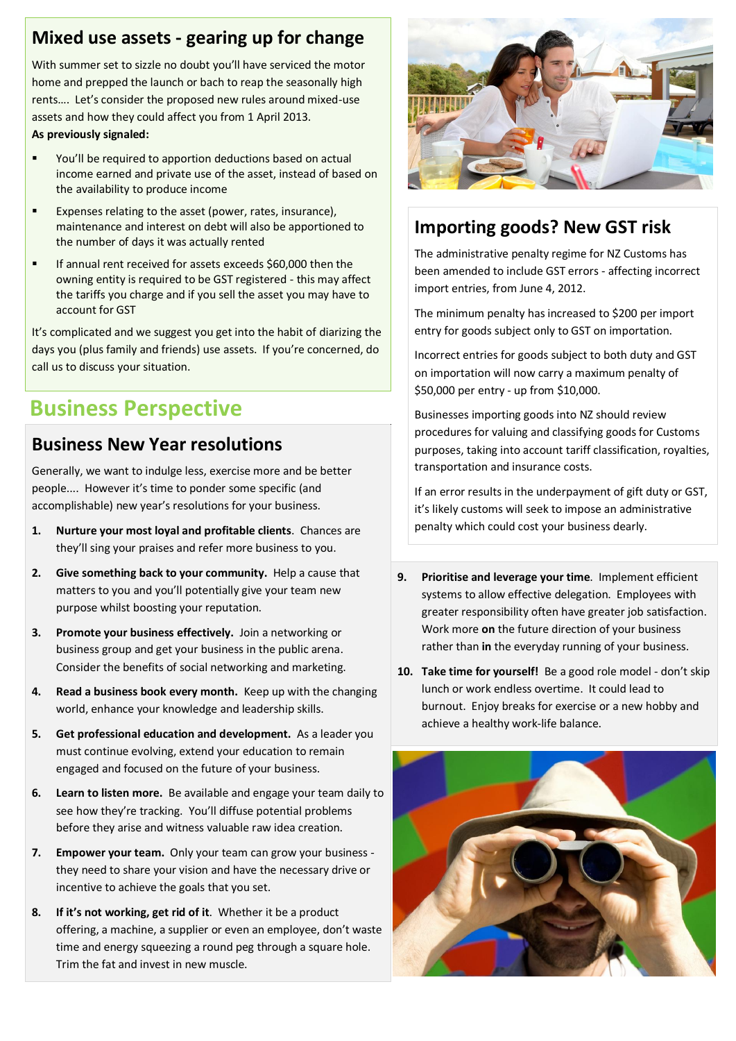## Mixed use assets - gearing up for change

With summer set to sizzle no doubt you'll have serviced the motor home and prepped the launch or bach to reap the seasonally high rents…. Let's consider the proposed new rules around mixed-use assets and how they could affect you from 1 April 2013.

**As previously signaled:**

- You'll be required to apportion deductions based on actual income earned and private use of the asset, instead of based on the availability to produce income
- Expenses relating to the asset (power, rates, insurance), maintenance and interest on debt will also be apportioned to the number of days it was actually rented
- If annual rent received for assets exceeds $60,000 then the owning entity is required to be GST registered - this may affect the tariffs you charge and if you sell the asset you may have to account for GST

It's complicated and we suggest you get into the habit of diarizing the days you (plus family and friends) use assets. If you're concerned, do call us to discuss your situation.

# Business Perspective

## Business New Year resolutions

Generally, we want to indulge less, exercise more and be better people…. However it's time to ponder some specific (and accomplishable) new year's resolutions for your business.

1. **Nurture your most loyal and profitable clients**. Chances are they'll sing your praises and refer more business to you.
2. **Give something back to your community.** Help a cause that matters to you and you'll potentially give your team new purpose whilst boosting your reputation.
3. **Promote your business effectively.** Join a networking or business group and get your business in the public arena. Consider the benefits of social networking and marketing.
4. **Read a business book every month.** Keep up with the changing world, enhance your knowledge and leadership skills.
5. **Get professional education and development.** As a leader you must continue evolving, extend your education to remain engaged and focused on the future of your business.
6. **Learn to listen more.** Be available and engage your team daily to see how they're tracking. You'll diffuse potential problems before they arise and witness valuable raw idea creation.
7. **Empower your team.** Only your team can grow your business - they need to share your vision and have the necessary drive or incentive to achieve the goals that you set.
8. **If it's not working, get rid of it**. Whether it be a product offering, a machine, a supplier or even an employee, don't waste time and energy squeezing a round peg through a square hole. Trim the fat and invest in new muscle.
9. **Prioritise and leverage your time**. Implement efficient systems to allow effective delegation. Employees with greater responsibility often have greater job satisfaction. Work more **on** the future direction of your business rather than **in** the everyday running of your business.
10. **Take time for yourself!** Be a good role model - don't skip lunch or work endless overtime. It could lead to burnout. Enjoy breaks for exercise or a new hobby and achieve a healthy work-life balance.

## Importing goods? New GST risk

The administrative penalty regime for NZ Customs has been amended to include GST errors - affecting incorrect import entries, from June 4, 2012.

The minimum penalty has increased to $200 per import entry for goods subject only to GST on importation.

Incorrect entries for goods subject to both duty and GST on importation will now carry a maximum penalty of $50,000 per entry - up from $10,000.

Businesses importing goods into NZ should review procedures for valuing and classifying goods for Customs purposes, taking into account tariff classification, royalties, transportation and insurance costs.

If an error results in the underpayment of gift duty or GST, it's likely customs will seek to impose an administrative penalty which could cost your business dearly.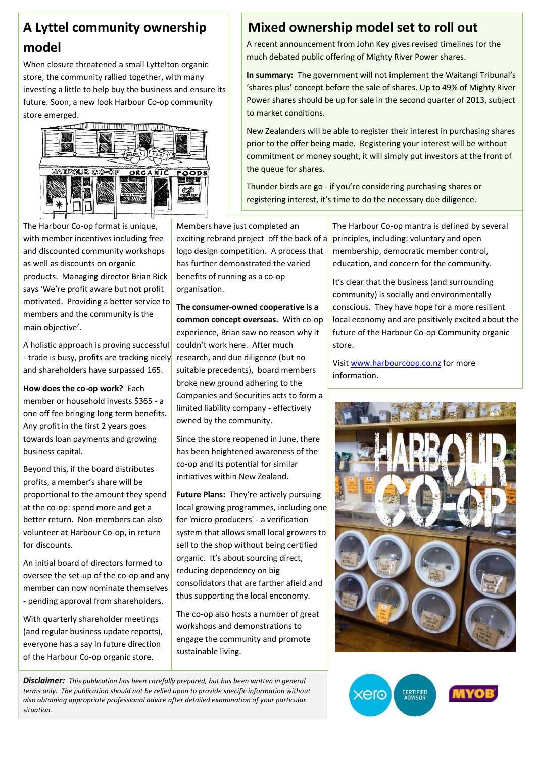## A Lyttel community ownership model

When closure threatened a small Lyttelton organic store, the community rallied together, with many investing a little to help buy the business and ensure its future. Soon, a new look Harbour Co-op community store emerged.

The Harbour Co-op format is unique, with member incentives including free and discounted community workshops as well as discounts on organic products. Managing director Brian Rick says 'We're profit aware but not profit motivated. Providing a better service to members and the community is the main objective'.

A holistic approach is proving successful - trade is busy, profits are tracking nicely and shareholders have surpassed 165.

**How does the co-op work?** Each member or household invests $365 - a one off fee bringing long term benefits. Any profit in the first 2 years goes towards loan payments and growing business capital.

Beyond this, if the board distributes profits, a member's share will be proportional to the amount they spend at the co-op: spend more and get a better return. Non-members can also volunteer at Harbour Co-op, in return for discounts.

An initial board of directors formed to oversee the set-up of the co-op and any member can now nominate themselves - pending approval from shareholders.

With quarterly shareholder meetings (and regular business update reports), everyone has a say in future direction of the Harbour Co-op organic store.

Members have just completed an exciting rebrand project off the back of a logo design competition. A process that has further demonstrated the varied benefits of running as a co-op organisation.

**The consumer-owned cooperative is a common concept overseas.** With co-op experience, Brian saw no reason why it couldn't work here. After much research, and due diligence (but no suitable precedents), board members broke new ground adhering to the Companies and Securities acts to form a limited liability company - effectively owned by the community.

Since the store reopened in June, there has been heightened awareness of the co-op and its potential for similar initiatives within New Zealand.

**Future Plans:** They're actively pursuing local growing programmes, including one for 'micro-producers' - a verification system that allows small local growers to sell to the shop without being certified organic. It's about sourcing direct, reducing dependency on big consolidators that are farther afield and thus supporting the local enconomy.

The co-op also hosts a number of great workshops and demonstrations to engage the community and promote sustainable living.

The Harbour Co-op mantra is defined by several principles, including: voluntary and open membership, democratic member control, education, and concern for the community.

It's clear that the business (and surrounding community) is socially and environmentally conscious. They have hope for a more resilient local economy and are positively excited about the future of the Harbour Co-op Community organic store.

Visit www.harbourcoop.co.nz for more information.

## Mixed ownership model set to roll out

A recent announcement from John Key gives revised timelines for the much debated public offering of Mighty River Power shares.

**In summary:** The government will not implement the Waitangi Tribunal's 'shares plus' concept before the sale of shares. Up to 49% of Mighty River Power shares should be up for sale in the second quarter of 2013, subject to market conditions.

New Zealanders will be able to register their interest in purchasing shares prior to the offer being made. Registering your interest will be without commitment or money sought, it will simply put investors at the front of the queue for shares.

Thunder birds are go - if you're considering purchasing shares or registering interest, it's time to do the necessary due diligence.

***Disclaimer:*** *This publication has been carefully prepared, but has been written in general terms only. The publication should not be relied upon to provide specific information without also obtaining appropriate professional advice after detailed examination of your particular situation.*